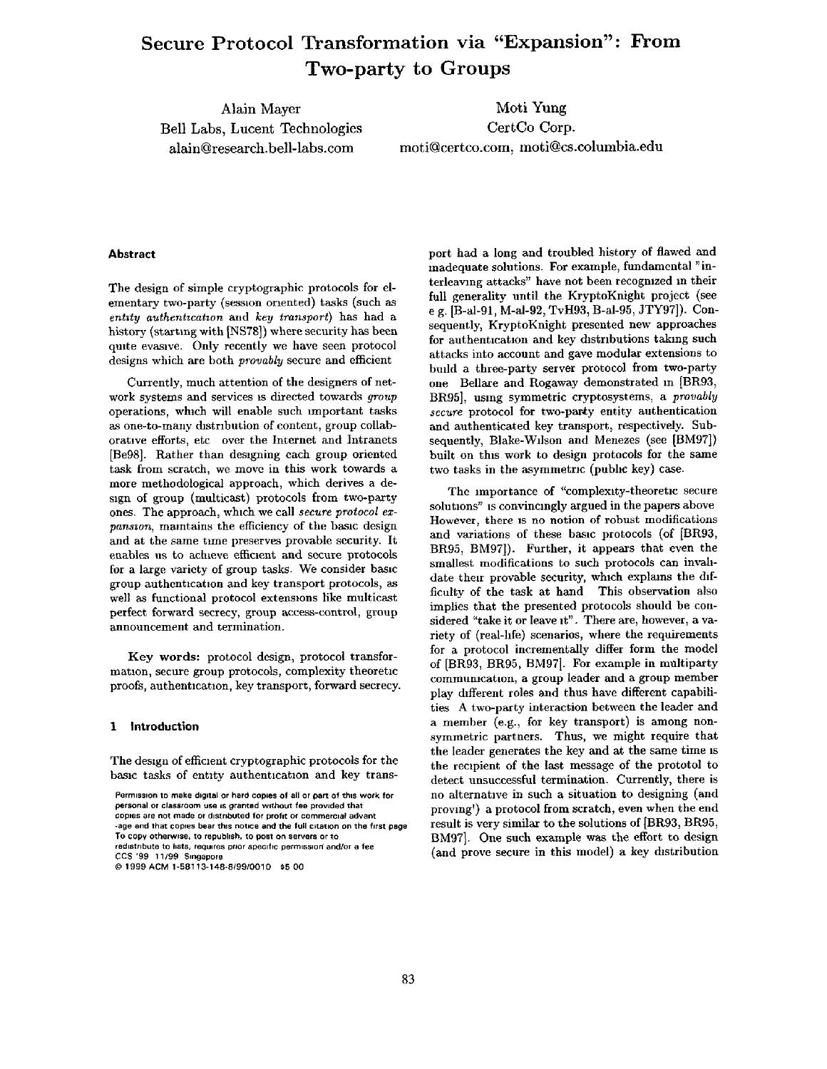# Secure Protocol Transformation via "Expansion": From Two-party to Groups

Alain Mayer
Bell Labs, Lucent Technologies
alain@research.bell-labs.com

Moti Yung
CertCo Corp.
moti@certco.com, moti@cs.columbia.edu

## Abstract

The design of simple cryptographic protocols for elementary two-party (session oriented) tasks (such as *entity authentication* and *key transport*) has had a history (starting with [NS78]) where security has been quite evasive. Only recently we have seen protocol designs which are both *provably* secure and efficient

Currently, much attention of the designers of network systems and services is directed towards *group* operations, which will enable such important tasks as one-to-many distribution of content, group collaborative efforts, etc over the Internet and Intranets [Be98]. Rather than designing each group oriented task from scratch, we move in this work towards a more methodological approach, which derives a design of group (multicast) protocols from two-party ones. The approach, which we call *secure protocol expansion*, maintains the efficiency of the basic design and at the same time preserves provable security. It enables us to achieve efficient and secure protocols for a large variety of group tasks. We consider basic group authentication and key transport protocols, as well as functional protocol extensions like multicast perfect forward secrecy, group access-control, group announcement and termination.

**Key words:** protocol design, protocol transformation, secure group protocols, complexity theoretic proofs, authentication, key transport, forward secrecy.

## 1 Introduction

The design of efficient cryptographic protocols for the basic tasks of entity authentication and key transport had a long and troubled history of flawed and inadequate solutions. For example, fundamental "interleaving attacks" have not been recognized in their full generality until the KryptoKnight project (see e g. [B-al-91, M-al-92, TvH93, B-al-95, JTY97]). Consequently, KryptoKnight presented new approaches for authentication and key distributions taking such attacks into account and gave modular extensions to build a three-party server protocol from two-party one Bellare and Rogaway demonstrated in [BR93, BR95], using symmetric cryptosystems, a *provably secure* protocol for two-party entity authentication and authenticated key transport, respectively. Subsequently, Blake-Wilson and Menezes (see [BM97]) built on this work to design protocols for the same two tasks in the asymmetric (public key) case.

The importance of "complexity-theoretic secure solutions" is convincingly argued in the papers above However, there is no notion of robust modifications and variations of these basic protocols (of [BR93, BR95, BM97]). Further, it appears that even the smallest modifications to such protocols can invalidate their provable security, which explains the difficulty of the task at hand This observation also implies that the presented protocols should be considered "take it or leave it". There are, however, a variety of (real-life) scenarios, where the requirements for a protocol incrementally differ form the model of [BR93, BR95, BM97]. For example in multiparty communication, a group leader and a group member play different roles and thus have different capabilities A two-party interaction between the leader and a member (e.g., for key transport) is among non-symmetric partners. Thus, we might require that the leader generates the key and at the same time is the recipient of the last message of the prototol to detect unsuccessful termination. Currently, there is no alternative in such a situation to designing (and proving!) a protocol from scratch, even when the end result is very similar to the solutions of [BR93, BR95, BM97]. One such example was the effort to design (and prove secure in this model) a key distribution

Permission to make digital or hard copies of all or part of this work for personal or classroom use is granted without fee provided that copies are not made or distributed for profit or commercial advantage and that copies bear this notice and the full citation on the first page To copy otherwise, to republish, to post on servers or to redistribute to lists, requires prior specific permission and/or a fee
CCS '99 11/99 Singapore
© 1999 ACM 1-58113-148-8/99/0010 $5 00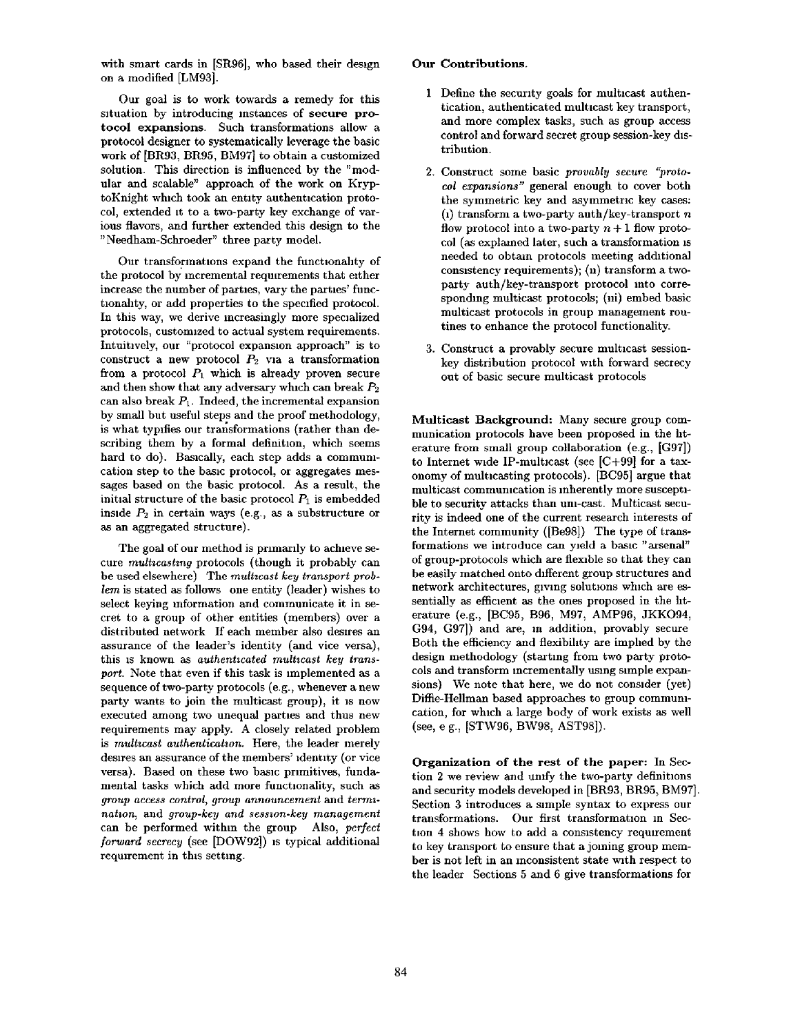with smart cards in [SR96], who based their design on a modified [LM93].

Our goal is to work towards a remedy for this situation by introducing instances of **secure protocol expansions**. Such transformations allow a protocol designer to systematically leverage the basic work of [BR93, BR95, BM97] to obtain a customized solution. This direction is influenced by the "modular and scalable" approach of the work on KryptoKnight which took an entity authentication protocol, extended it to a two-party key exchange of various flavors, and further extended this design to the "Needham-Schroeder" three party model.

Our transformations expand the functionality of the protocol by incremental requirements that either increase the number of parties, vary the parties' functionality, or add properties to the specified protocol. In this way, we derive increasingly more specialized protocols, customized to actual system requirements. Intuitively, our "protocol expansion approach" is to construct a new protocol $P_2$ via a transformation from a protocol $P_1$ which is already proven secure and then show that any adversary which can break $P_2$ can also break $P_1$. Indeed, the incremental expansion by small but useful steps and the proof methodology, is what typifies our transformations (rather than describing them by a formal definition, which seems hard to do). Basically, each step adds a communication step to the basic protocol, or aggregates messages based on the basic protocol. As a result, the initial structure of the basic protocol $P_1$ is embedded inside $P_2$ in certain ways (e.g., as a substructure or as an aggregated structure).

The goal of our method is primarily to achieve secure *multicasting* protocols (though it probably can be used elsewhere) The *multicast key transport problem* is stated as follows one entity (leader) wishes to select keying information and communicate it in secret to a group of other entities (members) over a distributed network If each member also desires an assurance of the leader's identity (and vice versa), this is known as *authenticated multicast key transport.* Note that even if this task is implemented as a sequence of two-party protocols (e.g., whenever a new party wants to join the multicast group), it is now executed among two unequal parties and thus new requirements may apply. A closely related problem is *multicast authentication.* Here, the leader merely desires an assurance of the members' identity (or vice versa). Based on these two basic primitives, fundamental tasks which add more functionality, such as *group access control, group announcement* and *termination,* and *group-key and session-key management* can be performed within the group Also, *perfect forward secrecy* (see [DOW92]) is typical additional requirement in this setting.

**Our Contributions.**

1. Define the security goals for multicast authentication, authenticated multicast key transport, and more complex tasks, such as group access control and forward secret group session-key distribution.

2. Construct some basic *provably secure "protocol expansions"* general enough to cover both the symmetric key and asymmetric key cases: (i) transform a two-party auth/key-transport $n$ flow protocol into a two-party $n+1$ flow protocol (as explained later, such a transformation is needed to obtain protocols meeting additional consistency requirements); (ii) transform a two-party auth/key-transport protocol into corresponding multicast protocols; (iii) embed basic multicast protocols in group management routines to enhance the protocol functionality.

3. Construct a provably secure multicast session-key distribution protocol with forward secrecy out of basic secure multicast protocols

**Multicast Background:** Many secure group communication protocols have been proposed in the literature from small group collaboration (e.g., [G97]) to Internet wide IP-multicast (see [C+99] for a taxonomy of multicasting protocols). [BC95] argue that multicast communication is inherently more susceptible to security attacks than uni-cast. Multicast security is indeed one of the current research interests of the Internet community ([Be98]) The type of transformations we introduce can yield a basic "arsenal" of group-protocols which are flexible so that they can be easily matched onto different group structures and network architectures, giving solutions which are essentially as efficient as the ones proposed in the literature (e.g., [BC95, B96, M97, AMP96, JKKO94, G94, G97]) and are, in addition, provably secure Both the efficiency and flexibility are implied by the design methodology (starting from two party protocols and transform incrementally using simple expansions) We note that here, we do not consider (yet) Diffie-Hellman based approaches to group communication, for which a large body of work exists as well (see, e g., [STW96, BW98, AST98]).

**Organization of the rest of the paper:** In Section 2 we review and unify the two-party definitions and security models developed in [BR93, BR95, BM97]. Section 3 introduces a simple syntax to express our transformations. Our first transformation in Section 4 shows how to add a consistency requirement to key transport to ensure that a joining group member is not left in an inconsistent state with respect to the leader Sections 5 and 6 give transformations for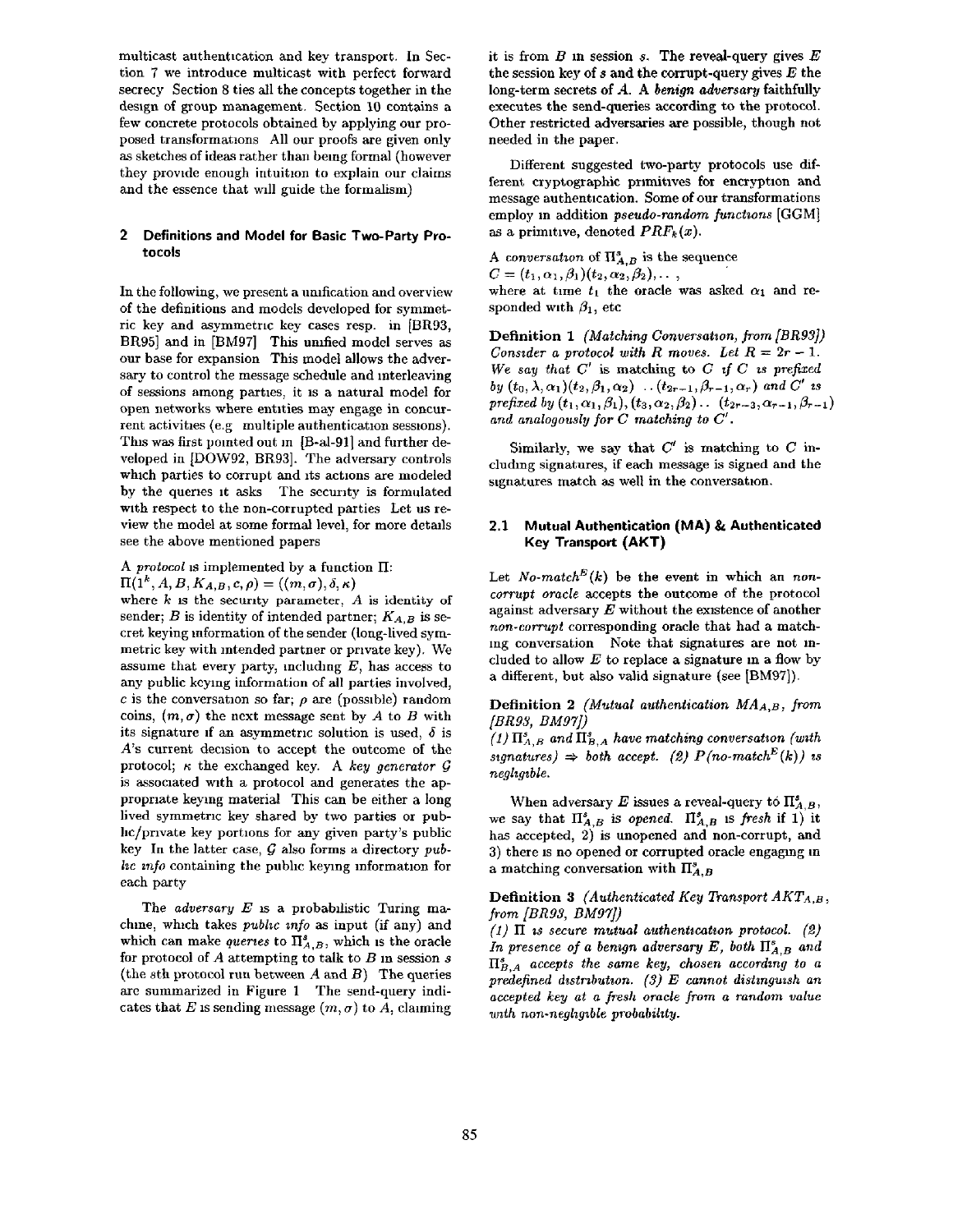multicast authentication and key transport. In Section 7 we introduce multicast with perfect forward secrecy Section 8 ties all the concepts together in the design of group management. Section 10 contains a few concrete protocols obtained by applying our proposed transformations All our proofs are given only as sketches of ideas rather than being formal (however they provide enough intuition to explain our claims and the essence that will guide the formalism)

## 2 Definitions and Model for Basic Two-Party Protocols

In the following, we present a unification and overview of the definitions and models developed for symmetric key and asymmetric key cases resp. in [BR93, BR95] and in [BM97] This unified model serves as our base for expansion This model allows the adversary to control the message schedule and interleaving of sessions among parties, it is a natural model for open networks where entities may engage in concurrent activities (e.g multiple authentication sessions). This was first pointed out in [B-al-91] and further developed in [DOW92, BR93]. The adversary controls which parties to corrupt and its actions are modeled by the queries it asks The security is formulated with respect to the non-corrupted parties Let us review the model at some formal level, for more details see the above mentioned papers

A *protocol* is implemented by a function $\Pi$:
$\Pi(1^k, A, B, K_{A,B}, c, \rho) = ((m, \sigma), \delta, \kappa)$
where $k$ is the security parameter, $A$ is identity of sender; $B$ is identity of intended partner; $K_{A,B}$ is secret keying information of the sender (long-lived symmetric key with intended partner or private key). We assume that every party, including $E$, has access to any public keying information of all parties involved, $c$ is the conversation so far; $\rho$ are (possible) random coins, $(m, \sigma)$ the next message sent by $A$ to $B$ with its signature if an asymmetric solution is used, $\delta$ is $A$'s current decision to accept the outcome of the protocol; $\kappa$ the exchanged key. A *key generator* $\mathcal{G}$ is associated with a protocol and generates the appropriate keying material This can be either a long lived symmetric key shared by two parties or public/private key portions for any given party's public key In the latter case, $\mathcal{G}$ also forms a directory *public info* containing the public keying information for each party

The *adversary* $E$ is a probabilistic Turing machine, which takes *public info* as input (if any) and which can make *queries* to $\Pi^s_{A,B}$, which is the oracle for protocol of $A$ attempting to talk to $B$ in session $s$ (the $s$th protocol run between $A$ and $B$) The queries are summarized in Figure 1 The send-query indicates that $E$ is sending message $(m, \sigma)$ to $A$, claiming it is from $B$ in session $s$. The reveal-query gives $E$ the session key of $s$ and the corrupt-query gives $E$ the long-term secrets of $A$. A *benign adversary* faithfully executes the send-queries according to the protocol. Other restricted adversaries are possible, though not needed in the paper.

Different suggested two-party protocols use different cryptographic primitives for encryption and message authentication. Some of our transformations employ in addition *pseudo-random functions* [GGM] as a primitive, denoted $PRF_k(x)$.

A *conversation* of $\Pi^s_{A,B}$ is the sequence
$C = (t_1, \alpha_1, \beta_1)(t_2, \alpha_2, \beta_2), \ldots,$
where at time $t_1$ the oracle was asked $\alpha_1$ and responded with $\beta_1$, etc

**Definition 1** *(Matching Conversation, from [BR93]) Consider a protocol with $R$ moves. Let $R = 2r - 1$. We say that $C'$ is matching to $C$ if $C$ is prefixed by $(t_0, \lambda, \alpha_1)(t_2, \beta_1, \alpha_2) \ldots (t_{2r-1}, \beta_{r-1}, \alpha_r)$ and $C'$ is prefixed by $(t_1, \alpha_1, \beta_1), (t_3, \alpha_2, \beta_2) \ldots (t_{2r-3}, \alpha_{r-1}, \beta_{r-1})$ and analogously for $C$ matching to $C'$.*

Similarly, we say that $C'$ is matching to $C$ including signatures, if each message is signed and the signatures match as well in the conversation.

### 2.1 Mutual Authentication (MA) & Authenticated Key Transport (AKT)

Let *No-match*$^E(k)$ be the event in which an *non-corrupt oracle* accepts the outcome of the protocol against adversary $E$ without the existence of another *non-corrupt* corresponding oracle that had a matching conversation Note that signatures are not included to allow $E$ to replace a signature in a flow by a different, but also valid signature (see [BM97]).

**Definition 2** *(Mutual authentication $MA_{A,B}$, from [BR93, BM97]) (1) $\Pi^s_{A,B}$ and $\Pi^s_{B,A}$ have matching conversation (with signatures) $\Rightarrow$ both accept. (2) $P(\text{no-match}^E(k))$ is negligible.*

When adversary $E$ issues a reveal-query to $\Pi^s_{A,B}$, we say that $\Pi^s_{A,B}$ is *opened*. $\Pi^s_{A,B}$ is *fresh* if 1) it has accepted, 2) is unopened and non-corrupt, and 3) there is no opened or corrupted oracle engaging in a matching conversation with $\Pi^s_{A,B}$

**Definition 3** *(Authenticated Key Transport $AKT_{A,B}$, from [BR93, BM97]) (1) $\Pi$ is secure mutual authentication protocol. (2) In presence of a benign adversary $E$, both $\Pi^s_{A,B}$ and $\Pi^s_{B,A}$ accepts the same key, chosen according to a predefined distribution. (3) $E$ cannot distinguish an accepted key at a fresh oracle from a random value with non-negligible probability.*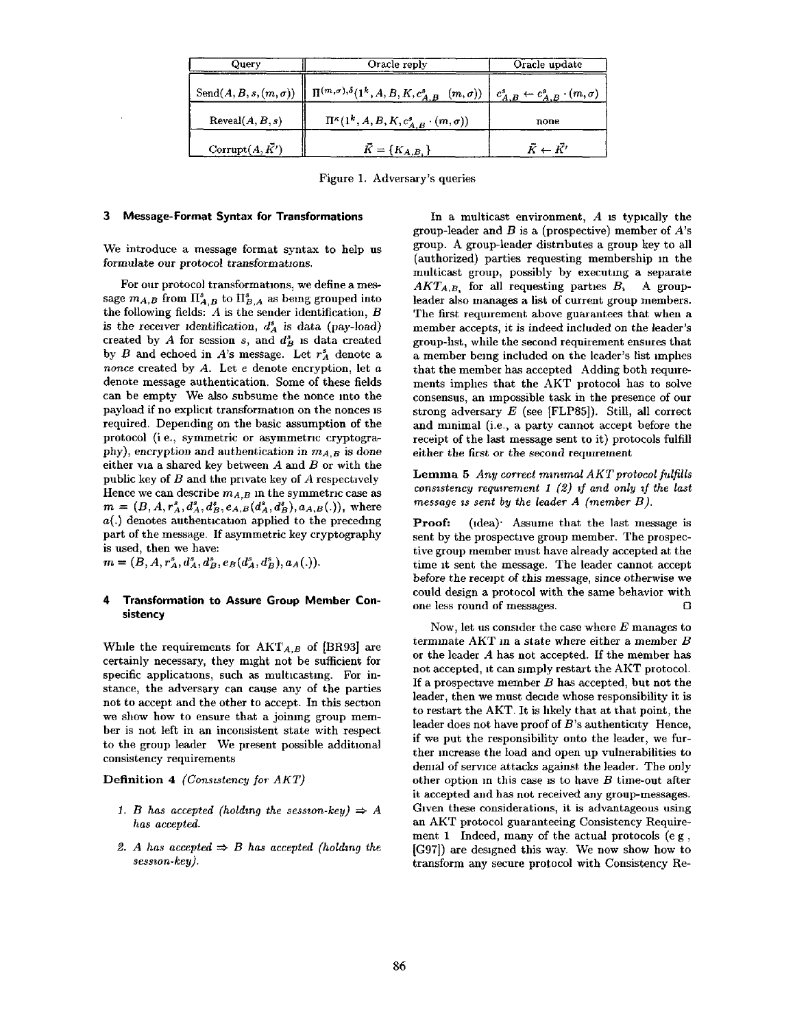| Query | Oracle reply | Oracle update |
| --- | --- | --- |
| $\text{Send}(A, B, s, (m, \sigma))$ | $\Pi^{(m,\sigma),\delta}(1^k, A, B, K, c^s_{A,B} \cdot (m, \sigma))$ | $c^s_{A,B} \leftarrow c^s_{A,B} \cdot (m, \sigma)$ |
| $\text{Reveal}(A, B, s)$ | $\Pi^{\kappa}(1^k, A, B, K, c^s_{A,B} \cdot (m, \sigma))$ | none |
| $\text{Corrupt}(A, \vec{K}')$ | $\vec{K} = \{K_{A,B_i}\}$ | $\vec{K} \leftarrow \vec{K}'$ |

Figure 1. Adversary's queries

## 3 Message-Format Syntax for Transformations

We introduce a message format syntax to help us formulate our protocol transformations.

For our protocol transformations, we define a message $m_{A,B}$ from $\Pi^s_{A,B}$ to $\Pi^s_{B,A}$ as being grouped into the following fields: $A$ is the sender identification, $B$ is the receiver identification, $d^s_A$ is data (pay-load) created by $A$ for session $s$, and $d^s_B$ is data created by $B$ and echoed in $A$'s message. Let $r^s_A$ denote a *nonce* created by $A$. Let $e$ denote encryption, let $a$ denote message authentication. Some of these fields can be empty. We also subsume the nonce into the payload if no explicit transformation on the nonces is required. Depending on the basic assumption of the protocol (i.e., symmetric or asymmetric cryptography), encryption and authentication in $m_{A,B}$ is done either via a shared key between $A$ and $B$ or with the public key of $B$ and the private key of $A$ respectively. Hence we can describe $m_{A,B}$ in the symmetric case as $m = (B, A, r^s_A, d^s_A, d^s_B, e_{A,B}(d^s_A, d^s_B), a_{A,B}(.))$, where $a(.)$ denotes authentication applied to the preceding part of the message. If asymmetric key cryptography is used, then we have:
$m = (B, A, r^s_A, d^s_A, d^s_B, e_B(d^s_A, d^s_B), a_A(.))$.

## 4 Transformation to Assure Group Member Consistency

While the requirements for $\text{AKT}_{A,B}$ of [BR93] are certainly necessary, they might not be sufficient for specific applications, such as multicasting. For instance, the adversary can cause any of the parties not to accept and the other to accept. In this section we show how to ensure that a joining group member is not left in an inconsistent state with respect to the group leader. We present possible additional consistency requirements.

**Definition 4** *(Consistency for AKT)*

1. *B has accepted (holding the session-key) $\Rightarrow$ A has accepted.*
2. *A has accepted $\Rightarrow$ B has accepted (holding the session-key).*

In a multicast environment, $A$ is typically the group-leader and $B$ is a (prospective) member of $A$'s group. A group-leader distributes a group key to all (authorized) parties requesting membership in the multicast group, possibly by executing a separate $AKT_{A,B_i}$ for all requesting parties $B_i$. A group-leader also manages a list of current group members. The first requirement above guarantees that when a member accepts, it is indeed included on the leader's group-list, while the second requirement ensures that a member being included on the leader's list implies that the member has accepted. Adding both requirements implies that the AKT protocol has to solve consensus, an impossible task in the presence of our strong adversary $E$ (see [FLP85]). Still, all correct and minimal (i.e., a party cannot accept before the receipt of the last message sent to it) protocols fulfill either the first or the second requirement.

**Lemma 5** *Any correct minimal AKT protocol fulfills consistency requirement 1 (2) if and only if the last message is sent by the leader A (member B).*

**Proof:** (idea): Assume that the last message is sent by the prospective group member. The prospective group member must have already accepted at the time it sent the message. The leader cannot accept before the receipt of this message, since otherwise we could design a protocol with the same behavior with one less round of messages. □

Now, let us consider the case where $E$ manages to terminate AKT in a state where either a member $B$ or the leader $A$ has not accepted. If the member has not accepted, it can simply restart the AKT protocol. If a prospective member $B$ has accepted, but not the leader, then we must decide whose responsibility it is to restart the AKT. It is likely that at that point, the leader does not have proof of $B$'s authenticity. Hence, if we put the responsibility onto the leader, we further increase the load and open up vulnerabilities to denial of service attacks against the leader. The only other option in this case is to have $B$ time-out after it accepted and has not received any group-messages. Given these considerations, it is advantageous using an AKT protocol guaranteeing Consistency Requirement 1. Indeed, many of the actual protocols (e.g., [G97]) are designed this way. We now show how to transform any secure protocol with Consistency Re-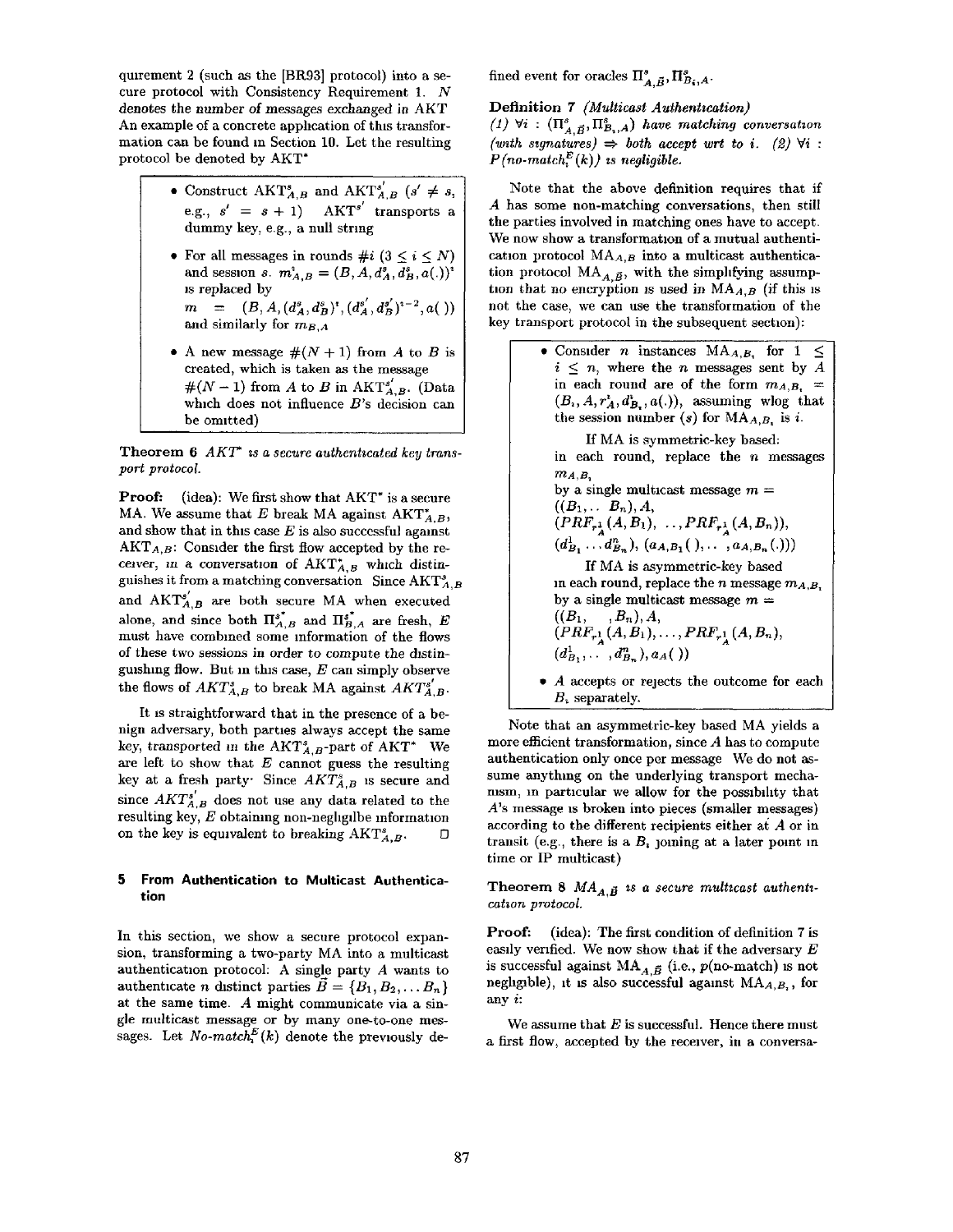quirement 2 (such as the [BR93] protocol) into a secure protocol with Consistency Requirement 1. $N$ denotes the number of messages exchanged in AKT. An example of a concrete application of this transformation can be found in Section 10. Let the resulting protocol be denoted by AKT*

- Construct $\mathrm{AKT}^s_{A,B}$ and $\mathrm{AKT}^{s'}_{A,B}$ ($s' \neq s$, e.g., $s' = s+1$). $\mathrm{AKT}^{s'}$ transports a dummy key, e.g., a null string
- For all messages in rounds $\#i$ ($3 \leq i \leq N$) and session $s$. $m^i_{A,B} = (B, A, d^s_A, d^s_B, a(.))^i$ is replaced by
  $m = (B, A, (d^s_A, d^s_B)^i, (d^{s'}_A, d^{s'}_B)^{i-2}, a(\,))$
  and similarly for $m_{B,A}$
- A new message $\#(N+1)$ from $A$ to $B$ is created, which is taken as the message $\#(N-1)$ from $A$ to $B$ in $\mathrm{AKT}^{s'}_{A,B}$. (Data which does not influence $B$'s decision can be omitted)

**Theorem 6** *AKT\* is a secure authenticated key transport protocol.*

**Proof:** (idea): We first show that AKT* is a secure MA. We assume that $E$ break MA against $\mathrm{AKT}^*_{A,B}$, and show that in this case $E$ is also successful against $\mathrm{AKT}_{A,B}$: Consider the first flow accepted by the receiver, in a conversation of $\mathrm{AKT}^*_{A,B}$ which distinguishes it from a matching conversation. Since $\mathrm{AKT}^s_{A,B}$ and $\mathrm{AKT}^{s'}_{A,B}$ are both secure MA when executed alone, and since both $\Pi^{s^*}_{A,B}$ and $\Pi^{s^*}_{B,A}$ are fresh, $E$ must have combined some information of the flows of these two sessions in order to compute the distinguishing flow. But in this case, $E$ can simply observe the flows of $AKT^s_{A,B}$ to break MA against $AKT^{s'}_{A,B}$.

It is straightforward that in the presence of a benign adversary, both parties always accept the same key, transported in the $\mathrm{AKT}^s_{A,B}$-part of AKT*. We are left to show that $E$ cannot guess the resulting key at a fresh party. Since $AKT^s_{A,B}$ is secure and since $AKT^{s'}_{A,B}$ does not use any data related to the resulting key, $E$ obtaining non-negligible information on the key is equivalent to breaking $\mathrm{AKT}^s_{A,B}$. □

## 5 From Authentication to Multicast Authentication

In this section, we show a secure protocol expansion, transforming a two-party MA into a multicast authentication protocol: A single party $A$ wants to authenticate $n$ distinct parties $\vec{B} = \{B_1, B_2, \ldots B_n\}$ at the same time. $A$ might communicate via a single multicast message or by many one-to-one messages. Let $No\text{-}match^E_i(k)$ denote the previously defined event for oracles $\Pi^s_{A,\vec{B}}, \Pi^s_{B_i,A}$.

**Definition 7** *(Multicast Authentication)*
*(1) $\forall i$ : $(\Pi^s_{A,\vec{B}}, \Pi^s_{B_i,A})$ have matching conversation (with signatures) $\Rightarrow$ both accept wrt to $i$. (2) $\forall i$ : $P(\text{no-match}^E_i(k))$ is negligible.*

Note that the above definition requires that if $A$ has some non-matching conversations, then still the parties involved in matching ones have to accept. We now show a transformation of a mutual authentication protocol $\mathrm{MA}_{A,B}$ into a multicast authentication protocol $\mathrm{MA}_{A,\vec{B}}$, with the simplifying assumption that no encryption is used in $\mathrm{MA}_{A,B}$ (if this is not the case, we can use the transformation of the key transport protocol in the subsequent section):

- Consider $n$ instances $\mathrm{MA}_{A,B_i}$ for $1 \leq i \leq n$, where the $n$ messages sent by $A$ in each round are of the form $m_{A,B_i} = (B_i, A, r^i_A, d^i_{B_i}, a(.))$, assuming wlog that the session number ($s$) for $\mathrm{MA}_{A,B_i}$ is $i$.

  If MA is symmetric-key based:
  in each round, replace the $n$ messages $m_{A,B_i}$
  by a single multicast message $m = ((B_1, \ldots B_n), A, (PRF_{r^1_A}(A, B_1), \ldots, PRF_{r^1_A}(A, B_n)), (d^1_{B_1} \ldots d^n_{B_n}), (a_{A,B_1}(\,), \ldots, a_{A,B_n}(.)))$

  If MA is asymmetric-key based
  in each round, replace the $n$ message $m_{A,B_i}$ by a single multicast message $m = ((B_1, \ldots, B_n), A, (PRF_{r^1_A}(A, B_1), \ldots, PRF_{r^1_A}(A, B_n), (d^1_{B_1}, \ldots, d^n_{B_n}), a_A(\,))$
- $A$ accepts or rejects the outcome for each $B_i$ separately.

Note that an asymmetric-key based MA yields a more efficient transformation, since $A$ has to compute authentication only once per message. We do not assume anything on the underlying transport mechanism, in particular we allow for the possibility that $A$'s message is broken into pieces (smaller messages) according to the different recipients either at $A$ or in transit (e.g., there is a $B_i$ joining at a later point in time or IP multicast).

**Theorem 8** *$MA_{A,\vec{B}}$ is a secure multicast authentication protocol.*

**Proof:** (idea): The first condition of definition 7 is easily verified. We now show that if the adversary $E$ is successful against $\mathrm{MA}_{A,\vec{B}}$ (i.e., $p$(no-match) is not negligible), it is also successful against $\mathrm{MA}_{A,B_i}$, for any $i$:

We assume that $E$ is successful. Hence there must a first flow, accepted by the receiver, in a conversa-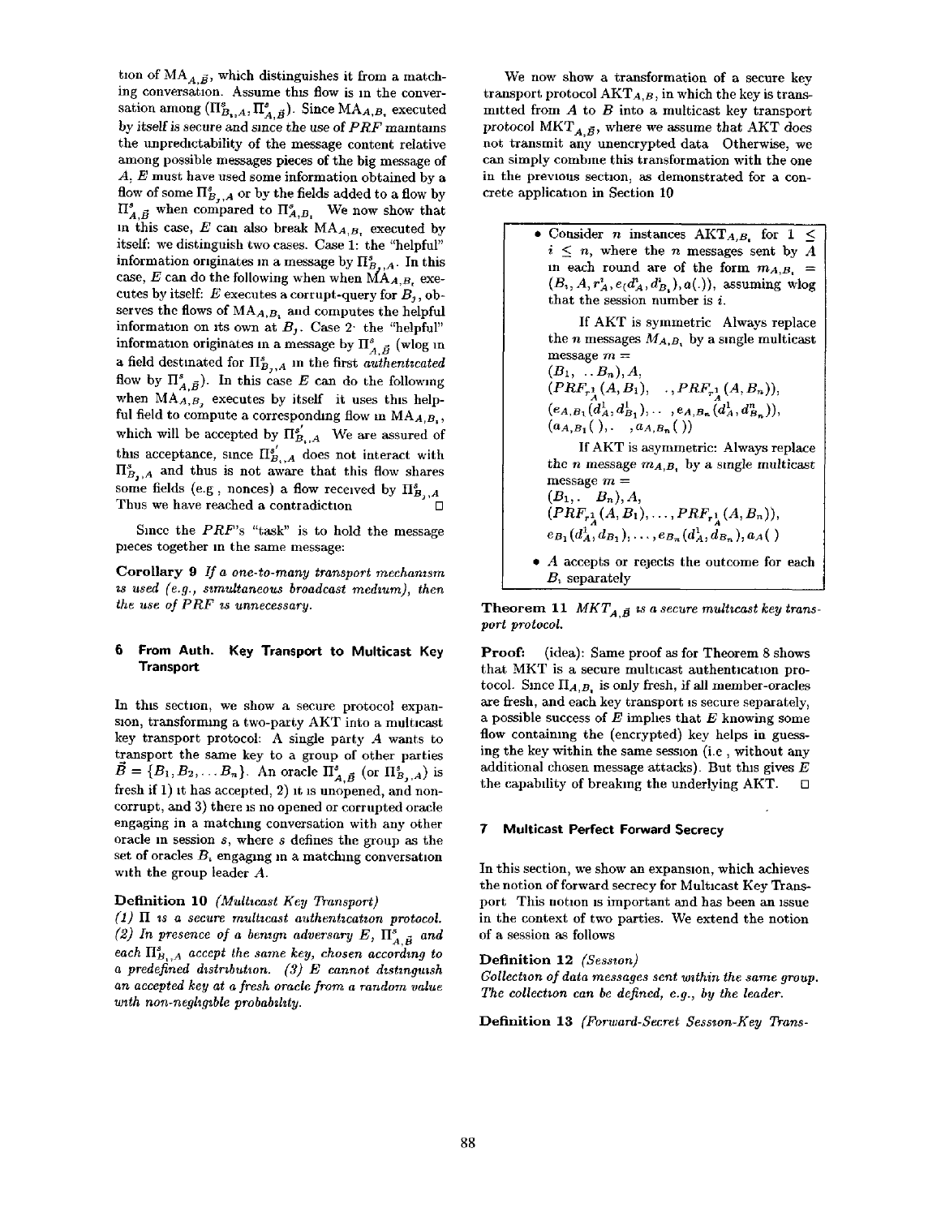tion of $MA_{A,\vec{B}}$, which distinguishes it from a matching conversation. Assume this flow is in the conversation among $(\Pi^s_{B_i,A}, \Pi^s_{A,\vec{B}})$. Since $MA_{A,B_i}$ executed by itself is secure and since the use of *PRF* maintains the unpredictability of the message content relative among possible messages pieces of the big message of $A$, $E$ must have used some information obtained by a flow of some $\Pi^s_{B_j,A}$ or by the fields added to a flow by $\Pi^s_{A,\vec{B}}$ when compared to $\Pi^s_{A,B_i}$. We now show that in this case, $E$ can also break $MA_{A,B_i}$ executed by itself: we distinguish two cases. Case 1: the "helpful" information originates in a message by $\Pi^s_{B_j,A}$. In this case, $E$ can do the following when when $MA_{A,B_i}$ executes by itself: $E$ executes a corrupt-query for $B_j$, observes the flows of $MA_{A,B_i}$ and computes the helpful information on its own at $B_j$. Case 2: the "helpful" information originates in a message by $\Pi^s_{A,\vec{B}}$ (wlog in a field destinated for $\Pi^s_{B_j,A}$ in the first *authenticated* flow by $\Pi^s_{A,\vec{B}}$). In this case $E$ can do the following when $MA_{A,B_j}$ executes by itself: it uses this helpful field to compute a corresponding flow in $MA_{A,B_i}$, which will be accepted by $\Pi^{s'}_{B_i,A}$. We are assured of this acceptance, since $\Pi^{s'}_{B_i,A}$ does not interact with $\Pi^s_{B_j,A}$ and thus is not aware that this flow shares some fields (e.g., nonces) a flow received by $\Pi^s_{B_j,A}$. Thus we have reached a contradiction. □

Since the *PRF*'s "task" is to hold the message pieces together in the same message:

**Corollary 9** *If a one-to-many transport mechanism is used (e.g., simultaneous broadcast medium), then the use of PRF is unnecessary.*

## 6 From Auth. Key Transport to Multicast Key Transport

In this section, we show a secure protocol expansion, transforming a two-party AKT into a multicast key transport protocol: A single party $A$ wants to transport the same key to a group of other parties $\vec{B} = \{B_1, B_2, \ldots B_n\}$. An oracle $\Pi^s_{A,\vec{B}}$ (or $\Pi^s_{B_i,A}$) is fresh if 1) it has accepted, 2) it is unopened, and noncorrupt, and 3) there is no opened or corrupted oracle engaging in a matching conversation with any other oracle in session $s$, where $s$ defines the group as the set of oracles $B_i$ engaging in a matching conversation with the group leader $A$.

**Definition 10** *(Multicast Key Transport)*
*(1) Π is a secure multicast authentication protocol. (2) In presence of a benign adversary $E$, $\Pi^s_{A,\vec{B}}$ and each $\Pi^s_{B_i,A}$ accept the same key, chosen according to a predefined distribution. (3) $E$ cannot distinguish an accepted key at a fresh oracle from a random value with non-negligible probability.*

We now show a transformation of a secure key transport protocol $AKT_{A,B}$, in which the key is transmitted from $A$ to $B$ into a multicast key transport protocol $MKT_{A,\vec{B}}$, where we assume that AKT does not transmit any unencrypted data. Otherwise, we can simply combine this transformation with the one in the previous section, as demonstrated for a concrete application in Section 10.

- Consider $n$ instances $AKT_{A,B_i}$ for $1 \leq i \leq n$, where the $n$ messages sent by $A$ in each round are of the form $m_{A,B_i} = (B_i, A, r^i_A, e(d^i_A, d^i_{B_i}), a(.))$, assuming wlog that the session number is $i$.

  If AKT is symmetric: Always replace the $n$ messages $M_{A,B_i}$ by a single multicast message $m =$
  $(B_1, \ldots B_n), A,$
  $(PRF_{r^1_A}(A, B_1), \ldots, PRF_{r^1_A}(A, B_n)),$
  $(e_{A,B_1}(d^1_A, d^1_{B_1}), \ldots, e_{A,B_n}(d^1_A, d^n_{B_n})),$
  $(a_{A,B_1}(), \ldots, a_{A,B_n}())$

  If AKT is asymmetric: Always replace the $n$ message $m_{A,B_i}$ by a single multicast message $m =$
  $(B_1, \ldots B_n), A,$
  $(PRF_{r^1_A}(A, B_1), \ldots, PRF_{r^1_A}(A, B_n)),$
  $e_{B_1}(d^1_A, d_{B_1}), \ldots, e_{B_n}(d^1_A, d_{B_n}), a_A()$

- $A$ accepts or rejects the outcome for each $B_i$ separately.

**Theorem 11** *$MKT_{A,\vec{B}}$ is a secure multicast key transport protocol.*

**Proof:** (idea): Same proof as for Theorem 8 shows that MKT is a secure multicast authentication protocol. Since $\Pi_{A,B_i}$ is only fresh, if all member-oracles are fresh, and each key transport is secure separately, a possible success of $E$ implies that $E$ knowing some flow containing the (encrypted) key helps in guessing the key within the same session (i.e., without any additional chosen message attacks). But this gives $E$ the capability of breaking the underlying AKT. □

## 7 Multicast Perfect Forward Secrecy

In this section, we show an expansion, which achieves the notion of forward secrecy for Multicast Key Transport. This notion is important and has been an issue in the context of two parties. We extend the notion of a session as follows.

**Definition 12** *(Session)*
*Collection of data messages sent within the same group. The collection can be defined, e.g., by the leader.*

**Definition 13** *(Forward-Secret Session-Key Trans-*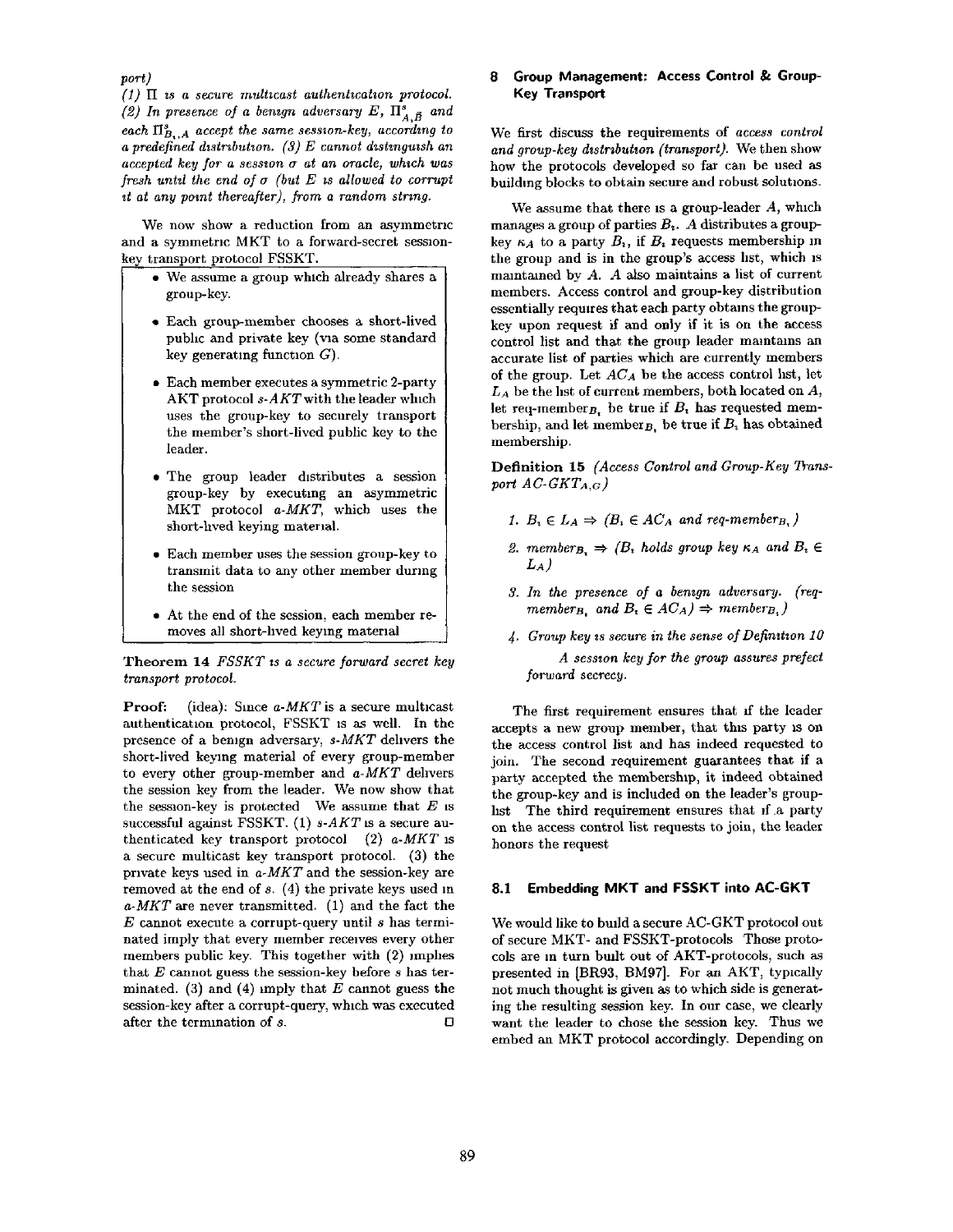*port)*
*(1) Π is a secure multicast authentication protocol. (2) In presence of a benign adversary E, $\Pi^s_{A,\vec{B}}$ and each $\Pi^s_{B_i,A}$ accept the same session-key, according to a predefined distribution. (3) E cannot distinguish an accepted key for a session σ at an oracle, which was fresh until the end of σ (but E is allowed to corrupt it at any point thereafter), from a random string.*

We now show a reduction from an asymmetric and a symmetric MKT to a forward-secret session-key transport protocol FSSKT.

- We assume a group which already shares a group-key.
- Each group-member chooses a short-lived public and private key (via some standard key generating function $G$).
- Each member executes a symmetric 2-party AKT protocol *s-AKT* with the leader which uses the group-key to securely transport the member's short-lived public key to the leader.
- The group leader distributes a session group-key by executing an asymmetric MKT protocol *a-MKT*, which uses the short-lived keying material.
- Each member uses the session group-key to transmit data to any other member during the session
- At the end of the session, each member removes all short-lived keying material

**Theorem 14** *FSSKT is a secure forward secret key transport protocol.*

**Proof:** (idea): Since *a-MKT* is a secure multicast authentication protocol, FSSKT is as well. In the presence of a benign adversary, *s-MKT* delivers the short-lived keying material of every group-member to every other group-member and *a-MKT* delivers the session key from the leader. We now show that the session-key is protected We assume that $E$ is successful against FSSKT. (1) *s-AKT* is a secure authenticated key transport protocol (2) *a-MKT* is a secure multicast key transport protocol. (3) the private keys used in *a-MKT* and the session-key are removed at the end of $s$. (4) the private keys used in *a-MKT* are never transmitted. (1) and the fact the $E$ cannot execute a corrupt-query until $s$ has terminated imply that every member receives every other members public key. This together with (2) implies that $E$ cannot guess the session-key before $s$ has terminated. (3) and (4) imply that $E$ cannot guess the session-key after a corrupt-query, which was executed after the termination of $s$. □

## 8 Group Management: Access Control & Group-Key Transport

We first discuss the requirements of *access control and group-key distribution (transport)*. We then show how the protocols developed so far can be used as building blocks to obtain secure and robust solutions.

We assume that there is a group-leader $A$, which manages a group of parties $B_i$. $A$ distributes a group-key $\kappa_A$ to a party $B_i$, if $B_i$ requests membership in the group and is in the group's access list, which is maintained by $A$. $A$ also maintains a list of current members. Access control and group-key distribution essentially requires that each party obtains the group-key upon request if and only if it is on the access control list and that the group leader maintains an accurate list of parties which are currently members of the group. Let $AC_A$ be the access control list, let $L_A$ be the list of current members, both located on $A$, let req-member$_{B_i}$ be true if $B_i$ has requested membership, and let member$_{B_i}$ be true if $B_i$ has obtained membership.

**Definition 15** *(Access Control and Group-Key Transport $AC\text{-}GKT_{A,G}$)*

1. *$B_i \in L_A \Rightarrow (B_i \in AC_A$ and req-member$_{B_i}$)*
2. *member$_{B_i} \Rightarrow (B_i$ holds group key $\kappa_A$ and $B_i \in L_A)$*
3. *In the presence of a benign adversary. (req-member$_{B_i}$ and $B_i \in AC_A) \Rightarrow$ member$_{B_i}$)*
4. *Group key is secure in the sense of Definition 10*

   *A session key for the group assures prefect forward secrecy.*

The first requirement ensures that if the leader accepts a new group member, that this party is on the access control list and has indeed requested to join. The second requirement guarantees that if a party accepted the membership, it indeed obtained the group-key and is included on the leader's group-list The third requirement ensures that if a party on the access control list requests to join, the leader honors the request

### 8.1 Embedding MKT and FSSKT into AC-GKT

We would like to build a secure AC-GKT protocol out of secure MKT- and FSSKT-protocols Those protocols are in turn built out of AKT-protocols, such as presented in [BR93, BM97]. For an AKT, typically not much thought is given as to which side is generating the resulting session key. In our case, we clearly want the leader to chose the session key. Thus we embed an MKT protocol accordingly. Depending on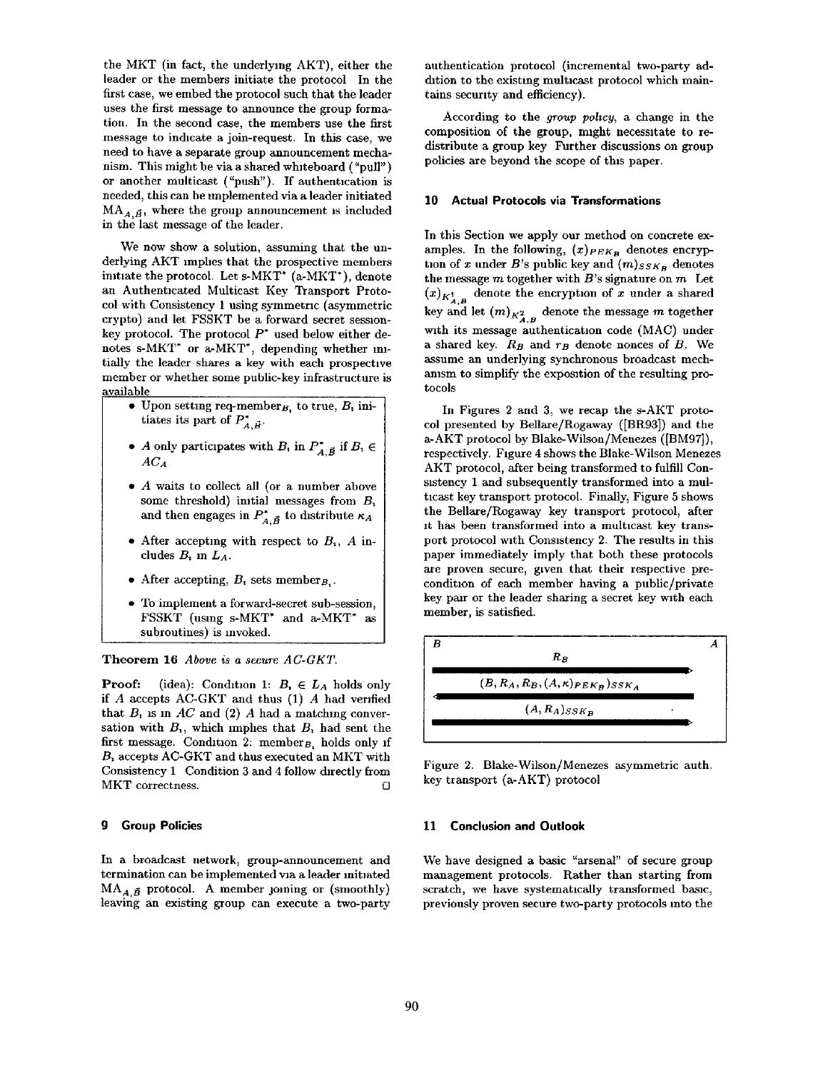the MKT (in fact, the underlying AKT), either the leader or the members initiate the protocol. In the first case, we embed the protocol such that the leader uses the first message to announce the group formation. In the second case, the members use the first message to indicate a join-request. In this case, we need to have a separate group announcement mechanism. This might be via a shared whiteboard ("pull") or another multicast ("push"). If authentication is needed, this can be implemented via a leader initiated $MA_{A,\vec{B}}$, where the group announcement is included in the last message of the leader.

We now show a solution, assuming that the underlying AKT implies that the prospective members initiate the protocol. Let s-MKT* (a-MKT*), denote an Authenticated Multicast Key Transport Protocol with Consistency 1 using symmetric (asymmetric crypto) and let FSSKT be a forward secret session-key protocol. The protocol $P^*$ used below either denotes s-MKT* or a-MKT*, depending whether initially the leader shares a key with each prospective member or whether some public-key infrastructure is available.

- Upon setting req-member$_{B_i}$ to true, $B_i$ initiates its part of $P^*_{A,\vec{B}}$.
- $A$ only participates with $B_i$ in $P^*_{A,\vec{B}}$ if $B_i \in AC_A$
- $A$ waits to collect all (or a number above some threshold) initial messages from $B_i$ and then engages in $P^*_{A,\vec{B}}$ to distribute $\kappa_A$
- After accepting with respect to $B_i$, $A$ includes $B_i$ in $L_A$.
- After accepting, $B_i$ sets member$_{B_i}$.
- To implement a forward-secret sub-session, FSSKT (using s-MKT* and a-MKT* as subroutines) is invoked.

**Theorem 16** *Above is a secure AC-GKT.*

**Proof:** (idea): Condition 1: $B_i \in L_A$ holds only if $A$ accepts AC-GKT and thus (1) $A$ had verified that $B_i$ is in $AC$ and (2) $A$ had a matching conversation with $B_i$, which implies that $B_i$ had sent the first message. Condition 2: member$_{B_i}$ holds only if $B_i$ accepts AC-GKT and thus executed an MKT with Consistency 1. Condition 3 and 4 follow directly from MKT correctness. □

## 9 Group Policies

In a broadcast network, group-announcement and termination can be implemented via a leader initiated $MA_{A,\vec{B}}$ protocol. A member joining or (smoothly) leaving an existing group can execute a two-party authentication protocol (incremental two-party addition to the existing multicast protocol which maintains security and efficiency).

According to the *group policy*, a change in the composition of the group, might necessitate to redistribute a group key. Further discussions on group policies are beyond the scope of this paper.

## 10 Actual Protocols via Transformations

In this Section we apply our method on concrete examples. In the following, $(x)_{PEK_B}$ denotes encryption of $x$ under $B$'s public key and $(m)_{SSK_B}$ denotes the message $m$ together with $B$'s signature on $m$. Let $(x)_{K^1_{A,B}}$ denote the encryption of $x$ under a shared key and let $(m)_{K^2_{A,B}}$ denote the message $m$ together with its message authentication (MAC) under a shared key. $R_B$ and $r_B$ denote nonces of $B$. We assume an underlying synchronous broadcast mechanism to simplify the exposition of the resulting protocols.

In Figures 2 and 3, we recap the s-AKT protocol presented by Bellare/Rogaway ([BR93]) and the a-AKT protocol by Blake-Wilson/Menezes ([BM97]), respectively. Figure 4 shows the Blake-Wilson Menezes AKT protocol, after being transformed to fulfill Consistency 1 and subsequently transformed into a multicast key transport protocol. Finally, Figure 5 shows the Bellare/Rogaway key transport protocol, after it has been transformed into a multicast key transport protocol with Consistency 2. The results in this paper immediately imply that both these protocols are proven secure, given that their respective precondition of each member having a public/private key pair or the leader sharing a secret key with each member, is satisfied.

B                                                    A

$R_B$ (B → A)

$(B, R_A, R_B, (A, \kappa)_{PEK_B})_{SSK_A}$ (A → B)

$(A, R_A)_{SSK_B}$ (B → A)

Figure 2. Blake-Wilson/Menezes asymmetric auth. key transport (a-AKT) protocol

## 11 Conclusion and Outlook

We have designed a basic "arsenal" of secure group management protocols. Rather than starting from scratch, we have systematically transformed basic, previously proven secure two-party protocols into the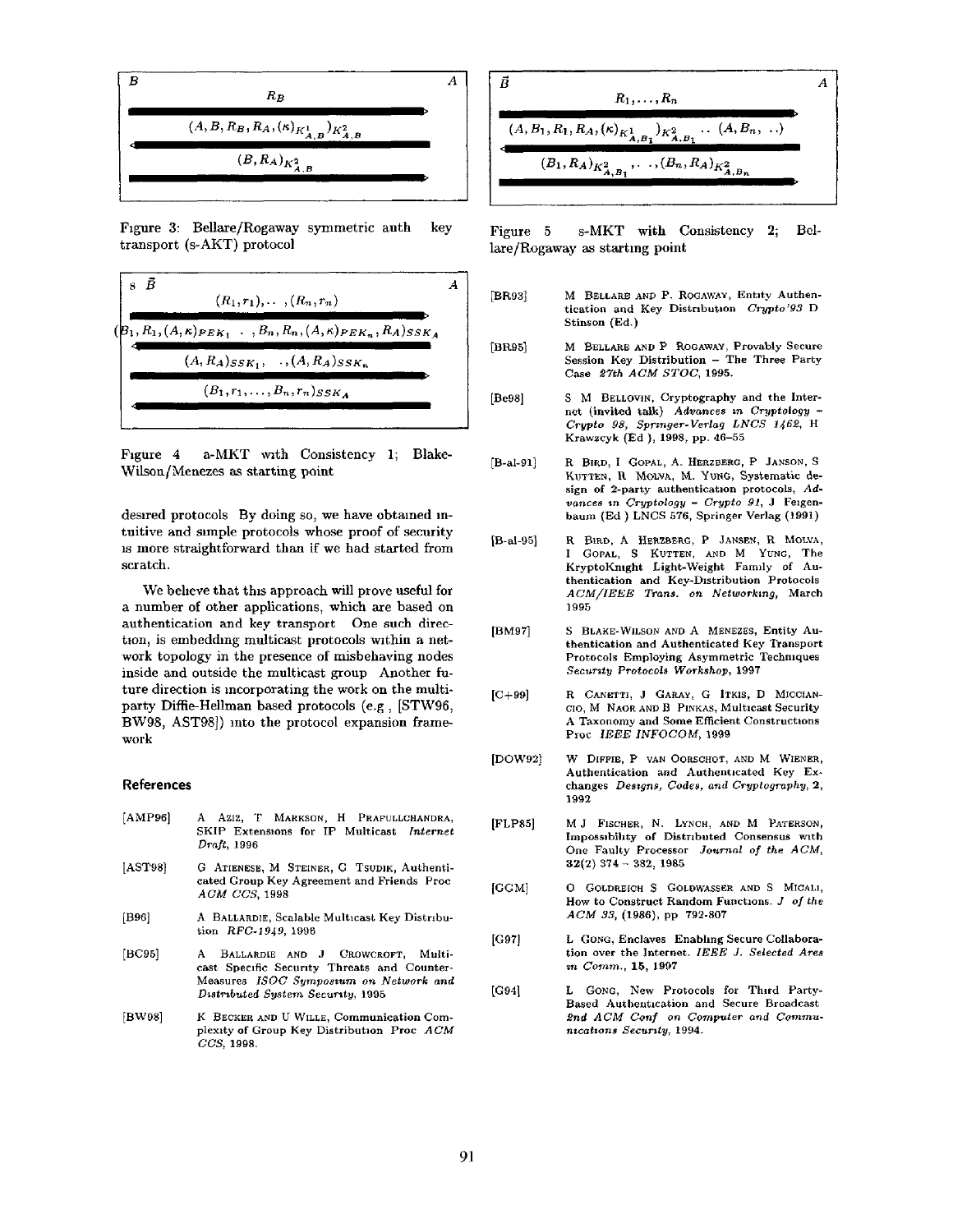$B$ $A$

$R_B$

$(A, B, R_B, R_A, (\kappa)_{K^1_{A,B}})_{K^2_{A,B}}$

$(B, R_A)_{K^2_{A,B}}$

Figure 3: Bellare/Rogaway symmetric auth key transport (s-AKT) protocol

$\vec{B}$ $A$

$(R_1, r_1), \ldots, (R_n, r_n)$

$(B_1, R_1, (A, \kappa)_{PEK_1}, \ldots, B_n, R_n, (A, \kappa)_{PEK_n}, R_A)_{SSK_A}$

$(A, R_A)_{SSK_1}, \ldots, (A, R_A)_{SSK_n}$

$(B_1, r_1, \ldots, B_n, r_n)_{SSK_A}$

Figure 4 a-MKT with Consistency 1; Blake-Wilson/Menezes as starting point

desired protocols By doing so, we have obtained intuitive and simple protocols whose proof of security is more straightforward than if we had started from scratch.

We believe that this approach will prove useful for a number of other applications, which are based on authentication and key transport One such direction, is embedding multicast protocols within a network topology in the presence of misbehaving nodes inside and outside the multicast group Another future direction is incorporating the work on the multiparty Diffie-Hellman based protocols (e.g., [STW96, BW98, AST98]) into the protocol expansion framework

$\vec{B}$ $A$

$R_1, \ldots, R_n$

$(A, B_1, R_1, R_A, (\kappa)_{K^1_{A,B_1}})_{K^2_{A,B_1}} \ldots (A, B_n, \ldots)$

$(B_1, R_A)_{K^2_{A,B_1}}, \ldots, (B_n, R_A)_{K^2_{A,B_n}}$

Figure 5 s-MKT with Consistency 2; Bellare/Rogaway as starting point

## References

[AMP96] A Aziz, T Markson, H Prafullchandra, SKIP Extensions for IP Multicast *Internet Draft*, 1996

[AST98] G Atienese, M Steiner, G Tsudik, Authenticated Group Key Agreement and Friends Proc *ACM CCS*, 1998

[B96] A Ballardie, Scalable Multicast Key Distribution *RFC-1949*, 1996

[BC95] A Ballardie and J Crowcroft, Multicast Specific Security Threats and Counter-Measures *ISOC Symposium on Network and Distributed System Security*, 1995

[BW98] K Becker and U Wille, Communication Complexity of Group Key Distribution Proc *ACM CCS*, 1998.

[BR93] M Bellare and P. Rogaway, Entity Authentication and Key Distribution *Crypto'93* D Stinson (Ed.)

[BR95] M Bellare and P Rogaway, Provably Secure Session Key Distribution – The Three Party Case *27th ACM STOC*, 1995.

[Be98] S M Bellovin, Cryptography and the Internet (invited talk) *Advances in Cryptology – Crypto 98, Springer-Verlag LNCS 1462*, H Krawczyk (Ed ), 1998, pp. 46–55

[B-al-91] R Bird, I Gopal, A. Herzberg, P Janson, S Kutten, R Molva, M. Yung, Systematic design of 2-party authentication protocols, *Advances in Cryptology – Crypto 91*, J Feigenbaum (Ed ) LNCS 576, Springer Verlag (1991)

[B-al-95] R Bird, A Herzberg, P Jansen, R Molva, I Gopal, S Kutten, and M Yung, The KryptoKnight Light-Weight Family of Authentication and Key-Distribution Protocols *ACM/IEEE Trans. on Networking*, March 1995

[BM97] S Blake-Wilson and A Menezes, Entity Authentication and Authenticated Key Transport Protocols Employing Asymmetric Techniques *Security Protocols Workshop*, 1997

[C+99] R Canetti, J Garay, G Itkis, D Micciancio, M Naor and B Pinkas, Multicast Security A Taxonomy and Some Efficient Constructions Proc *IEEE INFOCOM*, 1999

[DOW92] W Diffie, P van Oorschot, and M Wiener, Authentication and Authenticated Key Exchanges *Designs, Codes, and Cryptography*, **2**, 1992

[FLP85] M J Fischer, N. Lynch, and M Paterson, Impossibility of Distributed Consensus with One Faulty Processor *Journal of the ACM*, **32**(2) 374 – 382, 1985

[GGM] O Goldreich S Goldwasser and S Micali, How to Construct Random Functions. *J of the ACM 33*, (1986), pp 792-807

[G97] L Gong, Enclaves Enabling Secure Collaboration over the Internet. *IEEE J. Selected Ares in Comm.*, **15**, 1997

[G94] L Gong, New Protocols for Third Party-Based Authentication and Secure Broadcast *2nd ACM Conf on Computer and Communications Security*, 1994.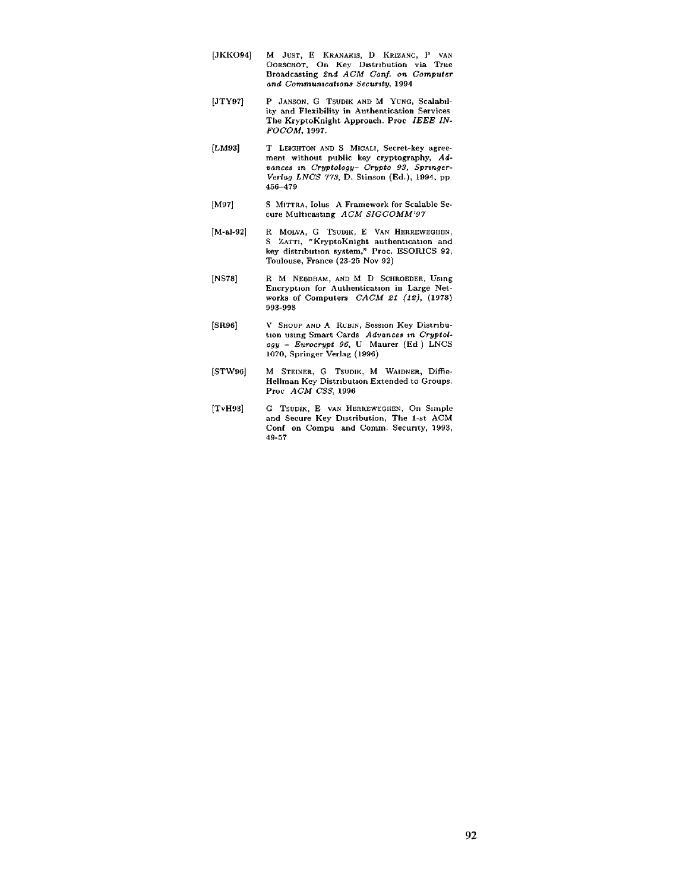[JKKO94] M Just, E Kranakis, D Krizanc, P van Oorschot, On Key Distribution via True Broadcasting *2nd ACM Conf. on Computer and Communications Security*, 1994

[JTY97] P Janson, G Tsudik and M Yung, Scalability and Flexibility in Authentication Services The KryptoKnight Approach. Proc *IEEE INFOCOM*, 1997.

[LM93] T Leighton and S Micali, Secret-key agreement without public key cryptography, *Advances in Cryptology– Crypto 93, Springer-Verlag LNCS 773*, D. Stinson (Ed.), 1994, pp 456–479

[M97] S Mittra, Iolus A Framework for Scalable Secure Multicasting *ACM SIGCOMM'97*

[M-al-92] R Molva, G Tsudik, E van Herreweghen, S Zatti, "KryptoKnight authentication and key distribution system," Proc. ESORICS 92, Toulouse, France (23-25 Nov 92)

[NS78] R M Needham, and M D Schroeder, Using Encryption for Authentication in Large Networks of Computers *CACM 21 (12)*, (1978) 993-998

[SR96] V Shoup and A Rubin, Session Key Distribution using Smart Cards *Advances in Cryptology – Eurocrypt 96*, U Maurer (Ed ) LNCS 1070, Springer Verlag (1996)

[STW96] M Steiner, G Tsudik, M Waidner, Diffie-Hellman Key Distribution Extended to Groups. Proc *ACM CSS*, 1996

[TvH93] G Tsudik, E van Herreweghen, On Simple and Secure Key Distribution, The 1-st ACM Conf on Compu and Comm. Security, 1993, 49-57